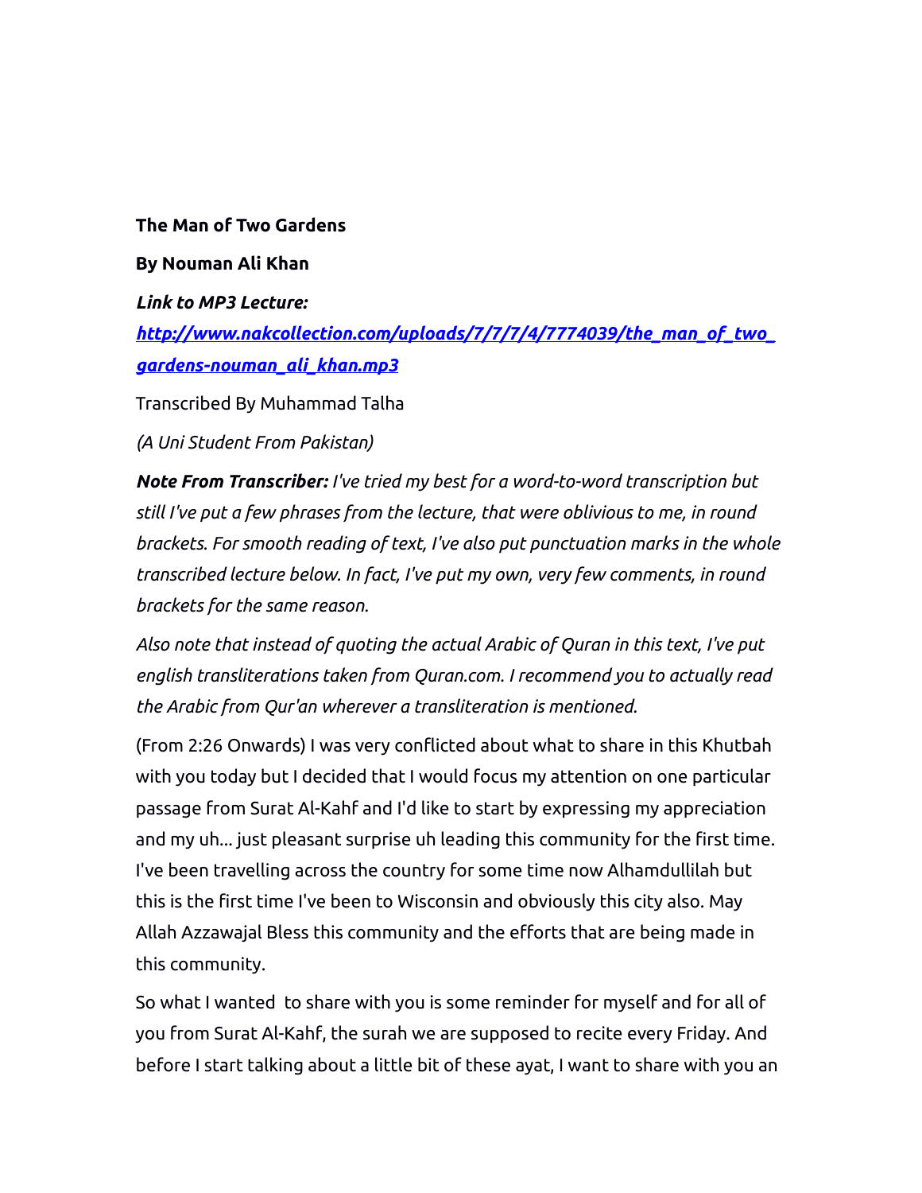**The Man of Two Gardens**

**By Nouman Ali Khan**

***Link to MP3 Lecture:***

***http://www.nakcollection.com/uploads/7/7/7/4/7774039/the_man_of_two_gardens-nouman_ali_khan.mp3***

Transcribed By Muhammad Talha

*(A Uni Student From Pakistan)*

***Note From Transcriber:*** *I've tried my best for a word-to-word transcription but still I've put a few phrases from the lecture, that were oblivious to me, in round brackets. For smooth reading of text, I've also put punctuation marks in the whole transcribed lecture below. In fact, I've put my own, very few comments, in round brackets for the same reason.*

*Also note that instead of quoting the actual Arabic of Quran in this text, I've put english transliterations taken from Quran.com. I recommend you to actually read the Arabic from Qur'an wherever a transliteration is mentioned.*

(From 2:26 Onwards) I was very conflicted about what to share in this Khutbah with you today but I decided that I would focus my attention on one particular passage from Surat Al-Kahf and I'd like to start by expressing my appreciation and my uh... just pleasant surprise uh leading this community for the first time. I've been travelling across the country for some time now Alhamdullilah but this is the first time I've been to Wisconsin and obviously this city also. May Allah Azzawajal Bless this community and the efforts that are being made in this community.

So what I wanted to share with you is some reminder for myself and for all of you from Surat Al-Kahf, the surah we are supposed to recite every Friday. And before I start talking about a little bit of these ayat, I want to share with you an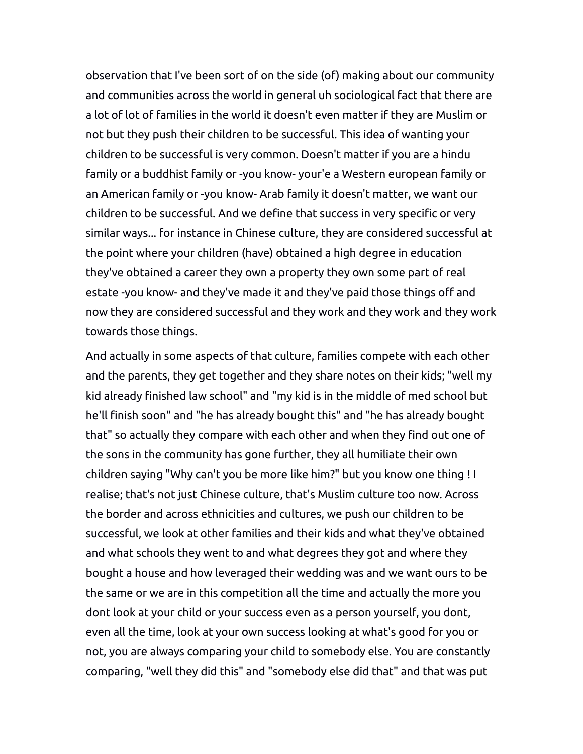observation that I've been sort of on the side (of) making about our community and communities across the world in general uh sociological fact that there are a lot of lot of families in the world it doesn't even matter if they are Muslim or not but they push their children to be successful. This idea of wanting your children to be successful is very common. Doesn't matter if you are a hindu family or a buddhist family or -you know- your'e a Western european family or an American family or -you know- Arab family it doesn't matter, we want our children to be successful. And we define that success in very specific or very similar ways... for instance in Chinese culture, they are considered successful at the point where your children (have) obtained a high degree in education they've obtained a career they own a property they own some part of real estate -you know- and they've made it and they've paid those things off and now they are considered successful and they work and they work and they work towards those things.

And actually in some aspects of that culture, families compete with each other and the parents, they get together and they share notes on their kids; "well my kid already finished law school" and "my kid is in the middle of med school but he'll finish soon" and "he has already bought this" and "he has already bought that" so actually they compare with each other and when they find out one of the sons in the community has gone further, they all humiliate their own children saying "Why can't you be more like him?" but you know one thing ! I realise; that's not just Chinese culture, that's Muslim culture too now. Across the border and across ethnicities and cultures, we push our children to be successful, we look at other families and their kids and what they've obtained and what schools they went to and what degrees they got and where they bought a house and how leveraged their wedding was and we want ours to be the same or we are in this competition all the time and actually the more you dont look at your child or your success even as a person yourself, you dont, even all the time, look at your own success looking at what's good for you or not, you are always comparing your child to somebody else. You are constantly comparing, "well they did this" and "somebody else did that" and that was put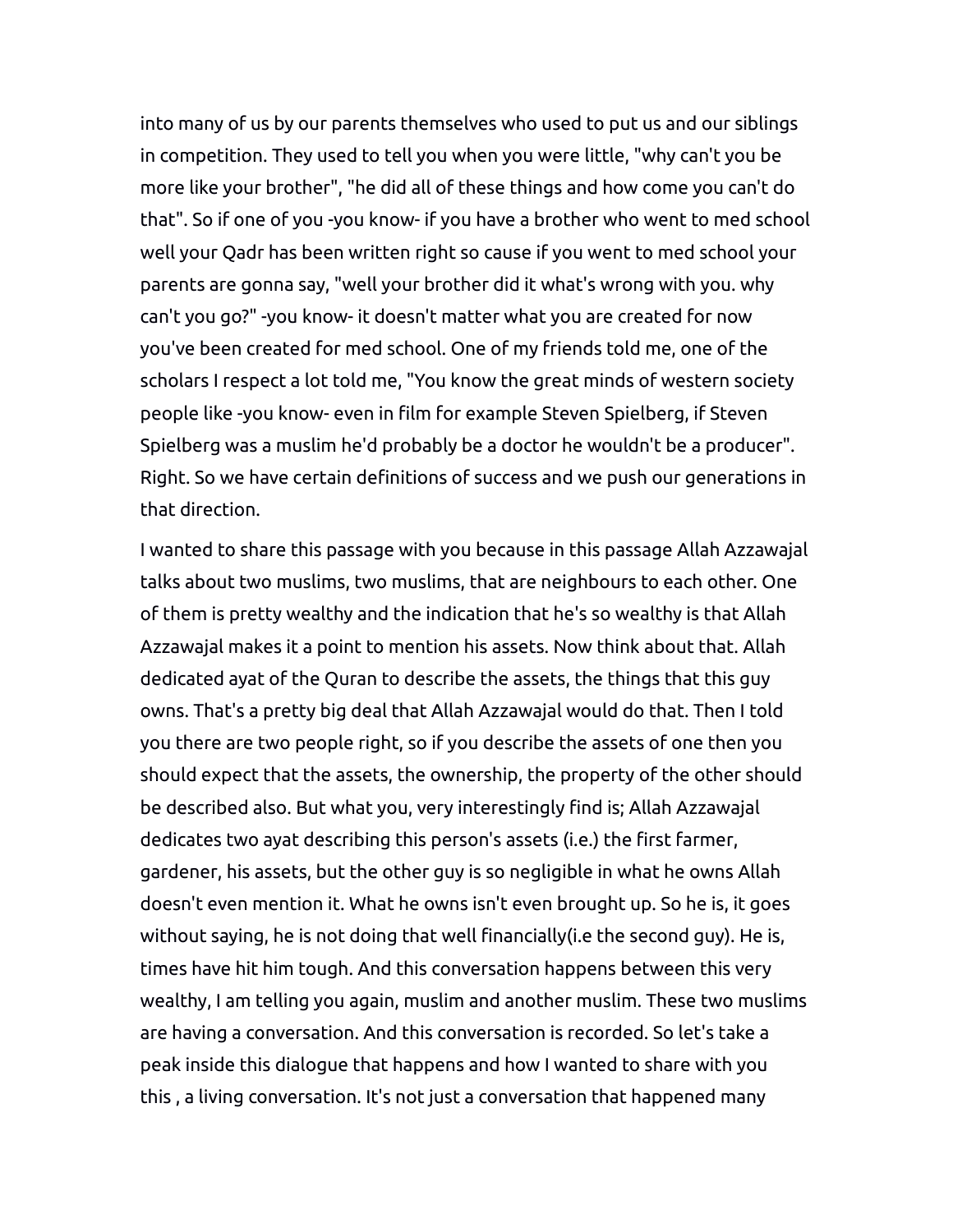into many of us by our parents themselves who used to put us and our siblings in competition. They used to tell you when you were little, "why can't you be more like your brother", "he did all of these things and how come you can't do that". So if one of you -you know- if you have a brother who went to med school well your Qadr has been written right so cause if you went to med school your parents are gonna say, "well your brother did it what's wrong with you. why can't you go?" -you know- it doesn't matter what you are created for now you've been created for med school. One of my friends told me, one of the scholars I respect a lot told me, "You know the great minds of western society people like -you know- even in film for example Steven Spielberg, if Steven Spielberg was a muslim he'd probably be a doctor he wouldn't be a producer". Right. So we have certain definitions of success and we push our generations in that direction.

I wanted to share this passage with you because in this passage Allah Azzawajal talks about two muslims, two muslims, that are neighbours to each other. One of them is pretty wealthy and the indication that he's so wealthy is that Allah Azzawajal makes it a point to mention his assets. Now think about that. Allah dedicated ayat of the Quran to describe the assets, the things that this guy owns. That's a pretty big deal that Allah Azzawajal would do that. Then I told you there are two people right, so if you describe the assets of one then you should expect that the assets, the ownership, the property of the other should be described also. But what you, very interestingly find is; Allah Azzawajal dedicates two ayat describing this person's assets (i.e.) the first farmer, gardener, his assets, but the other guy is so negligible in what he owns Allah doesn't even mention it. What he owns isn't even brought up. So he is, it goes without saying, he is not doing that well financially(i.e the second guy). He is, times have hit him tough. And this conversation happens between this very wealthy, I am telling you again, muslim and another muslim. These two muslims are having a conversation. And this conversation is recorded. So let's take a peak inside this dialogue that happens and how I wanted to share with you this , a living conversation. It's not just a conversation that happened many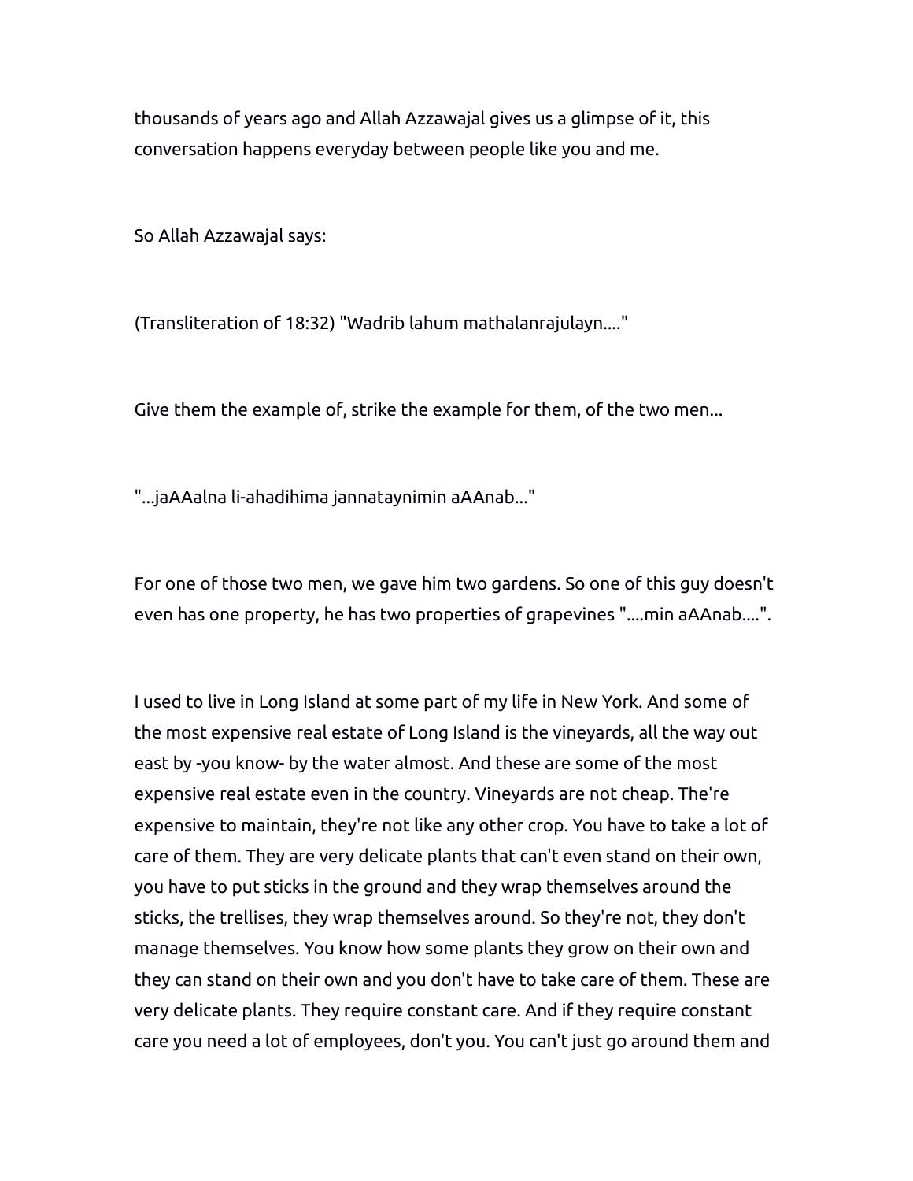thousands of years ago and Allah Azzawajal gives us a glimpse of it, this conversation happens everyday between people like you and me.

So Allah Azzawajal says:

(Transliteration of 18:32) "Wadrib lahum mathalanrajulayn...."

Give them the example of, strike the example for them, of the two men...

"...jaAAalna li-ahadihima jannataynimin aAAnab..."

For one of those two men, we gave him two gardens. So one of this guy doesn't even has one property, he has two properties of grapevines "....min aAAnab....".

I used to live in Long Island at some part of my life in New York. And some of the most expensive real estate of Long Island is the vineyards, all the way out east by -you know- by the water almost. And these are some of the most expensive real estate even in the country. Vineyards are not cheap. The're expensive to maintain, they're not like any other crop. You have to take a lot of care of them. They are very delicate plants that can't even stand on their own, you have to put sticks in the ground and they wrap themselves around the sticks, the trellises, they wrap themselves around. So they're not, they don't manage themselves. You know how some plants they grow on their own and they can stand on their own and you don't have to take care of them. These are very delicate plants. They require constant care. And if they require constant care you need a lot of employees, don't you. You can't just go around them and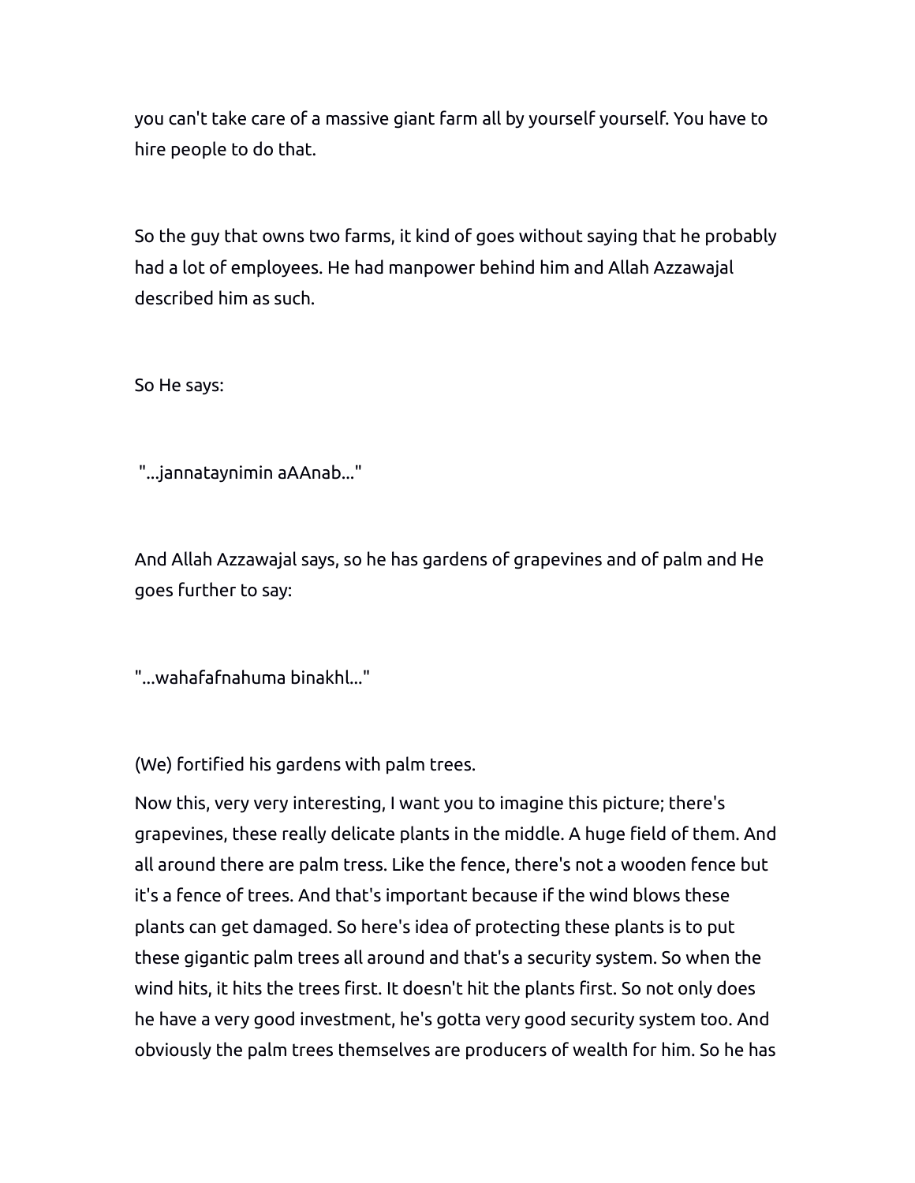you can't take care of a massive giant farm all by yourself yourself. You have to hire people to do that.

So the guy that owns two farms, it kind of goes without saying that he probably had a lot of employees. He had manpower behind him and Allah Azzawajal described him as such.

So He says:

"...jannataynimin aAAnab..."

And Allah Azzawajal says, so he has gardens of grapevines and of palm and He goes further to say:

"...wahafafnahuma binakhl..."

(We) fortified his gardens with palm trees.

Now this, very very interesting, I want you to imagine this picture; there's grapevines, these really delicate plants in the middle. A huge field of them. And all around there are palm tress. Like the fence, there's not a wooden fence but it's a fence of trees. And that's important because if the wind blows these plants can get damaged. So here's idea of protecting these plants is to put these gigantic palm trees all around and that's a security system. So when the wind hits, it hits the trees first. It doesn't hit the plants first. So not only does he have a very good investment, he's gotta very good security system too. And obviously the palm trees themselves are producers of wealth for him. So he has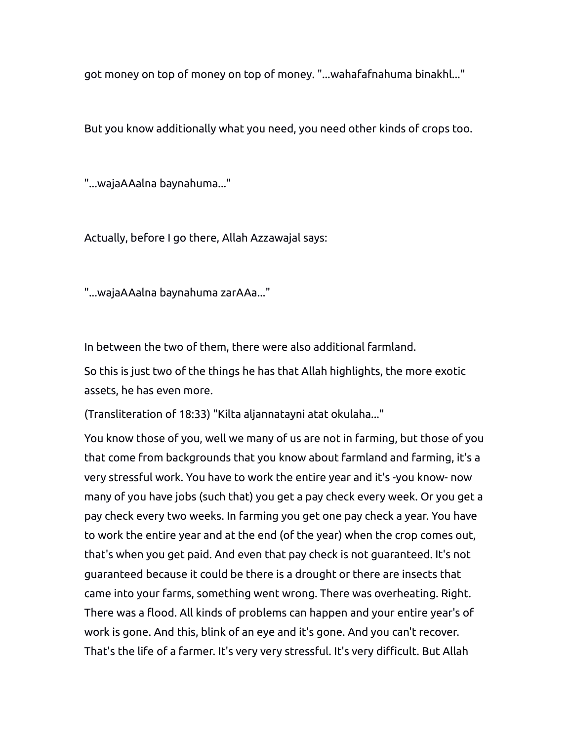got money on top of money on top of money. "...wahafafnahuma binakhl..."

But you know additionally what you need, you need other kinds of crops too.

"...wajaAAalna baynahuma..."

Actually, before I go there, Allah Azzawajal says:

"...wajaAAalna baynahuma zarAAa..."

In between the two of them, there were also additional farmland.

So this is just two of the things he has that Allah highlights, the more exotic assets, he has even more.

(Transliteration of 18:33) "Kilta aljannatayni atat okulaha..."

You know those of you, well we many of us are not in farming, but those of you that come from backgrounds that you know about farmland and farming, it's a very stressful work. You have to work the entire year and it's -you know- now many of you have jobs (such that) you get a pay check every week. Or you get a pay check every two weeks. In farming you get one pay check a year. You have to work the entire year and at the end (of the year) when the crop comes out, that's when you get paid. And even that pay check is not guaranteed. It's not guaranteed because it could be there is a drought or there are insects that came into your farms, something went wrong. There was overheating. Right. There was a flood. All kinds of problems can happen and your entire year's of work is gone. And this, blink of an eye and it's gone. And you can't recover. That's the life of a farmer. It's very very stressful. It's very difficult. But Allah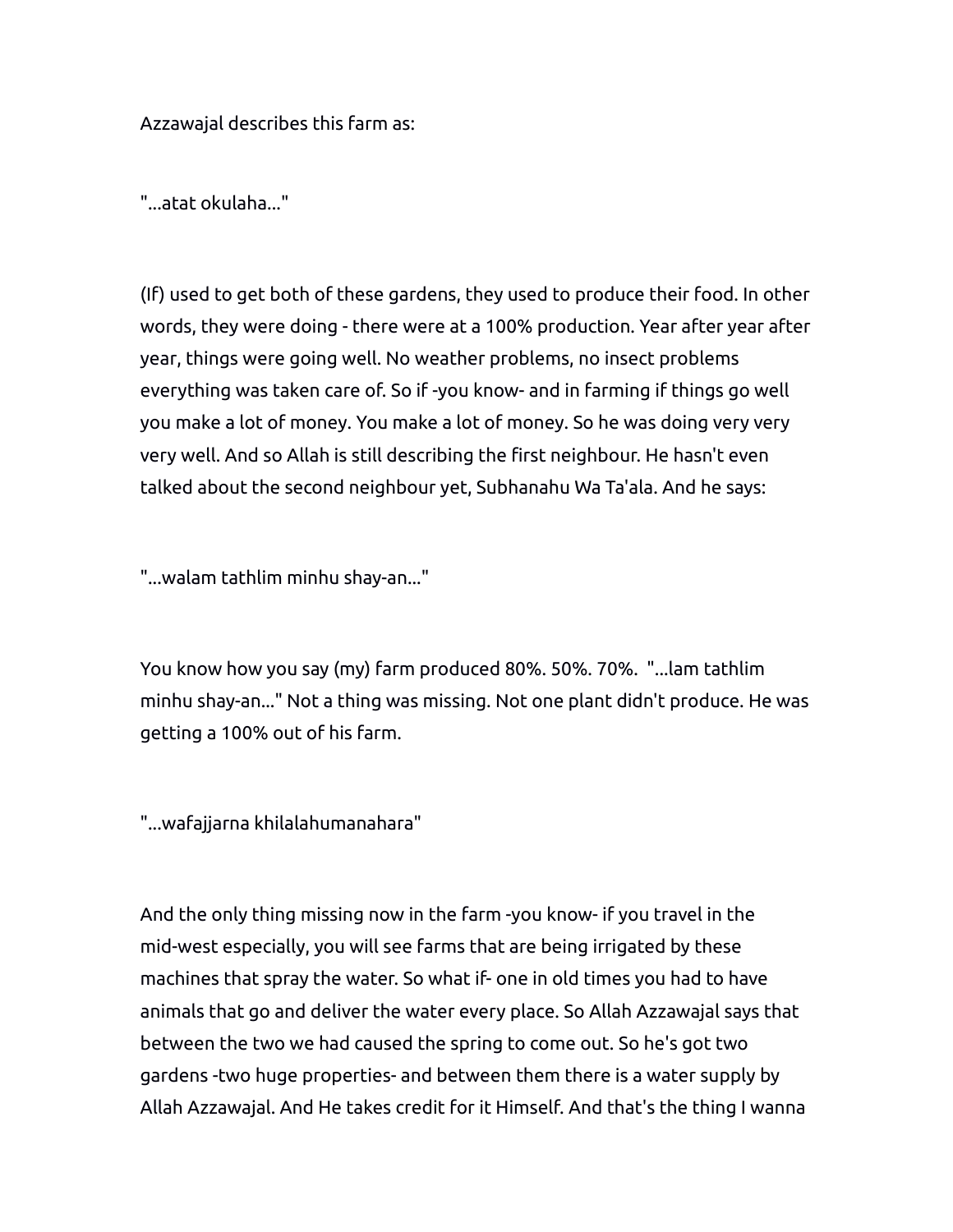Azzawajal describes this farm as:

"...atat okulaha..."

(If) used to get both of these gardens, they used to produce their food. In other words, they were doing - there were at a 100% production. Year after year after year, things were going well. No weather problems, no insect problems everything was taken care of. So if -you know- and in farming if things go well you make a lot of money. You make a lot of money. So he was doing very very very well. And so Allah is still describing the first neighbour. He hasn't even talked about the second neighbour yet, Subhanahu Wa Ta'ala. And he says:

"...walam tathlim minhu shay-an..."

You know how you say (my) farm produced 80%. 50%. 70%. "...lam tathlim minhu shay-an..." Not a thing was missing. Not one plant didn't produce. He was getting a 100% out of his farm.

"...wafajjarna khilalahumanahara"

And the only thing missing now in the farm -you know- if you travel in the mid-west especially, you will see farms that are being irrigated by these machines that spray the water. So what if- one in old times you had to have animals that go and deliver the water every place. So Allah Azzawajal says that between the two we had caused the spring to come out. So he's got two gardens -two huge properties- and between them there is a water supply by Allah Azzawajal. And He takes credit for it Himself. And that's the thing I wanna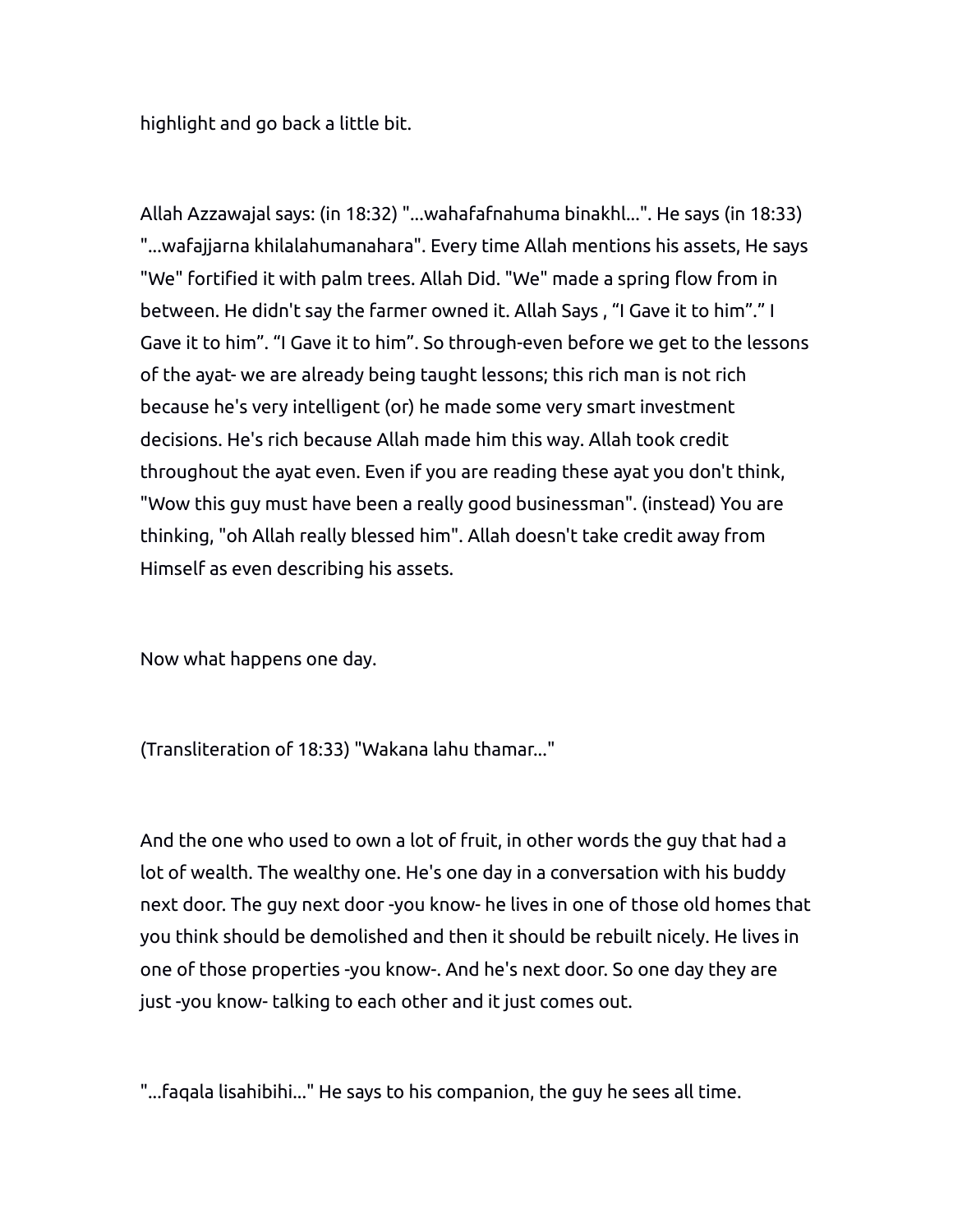highlight and go back a little bit.

Allah Azzawajal says: (in 18:32) "...wahafafnahuma binakhl...". He says (in 18:33) "...wafajjarna khilalahumanahara". Every time Allah mentions his assets, He says "We" fortified it with palm trees. Allah Did. "We" made a spring flow from in between. He didn't say the farmer owned it. Allah Says , "I Gave it to him"." I Gave it to him". "I Gave it to him". So through-even before we get to the lessons of the ayat- we are already being taught lessons; this rich man is not rich because he's very intelligent (or) he made some very smart investment decisions. He's rich because Allah made him this way. Allah took credit throughout the ayat even. Even if you are reading these ayat you don't think, "Wow this guy must have been a really good businessman". (instead) You are thinking, "oh Allah really blessed him". Allah doesn't take credit away from Himself as even describing his assets.

Now what happens one day.

(Transliteration of 18:33) "Wakana lahu thamar..."

And the one who used to own a lot of fruit, in other words the guy that had a lot of wealth. The wealthy one. He's one day in a conversation with his buddy next door. The guy next door -you know- he lives in one of those old homes that you think should be demolished and then it should be rebuilt nicely. He lives in one of those properties -you know-. And he's next door. So one day they are just -you know- talking to each other and it just comes out.

"...faqala lisahibihi..." He says to his companion, the guy he sees all time.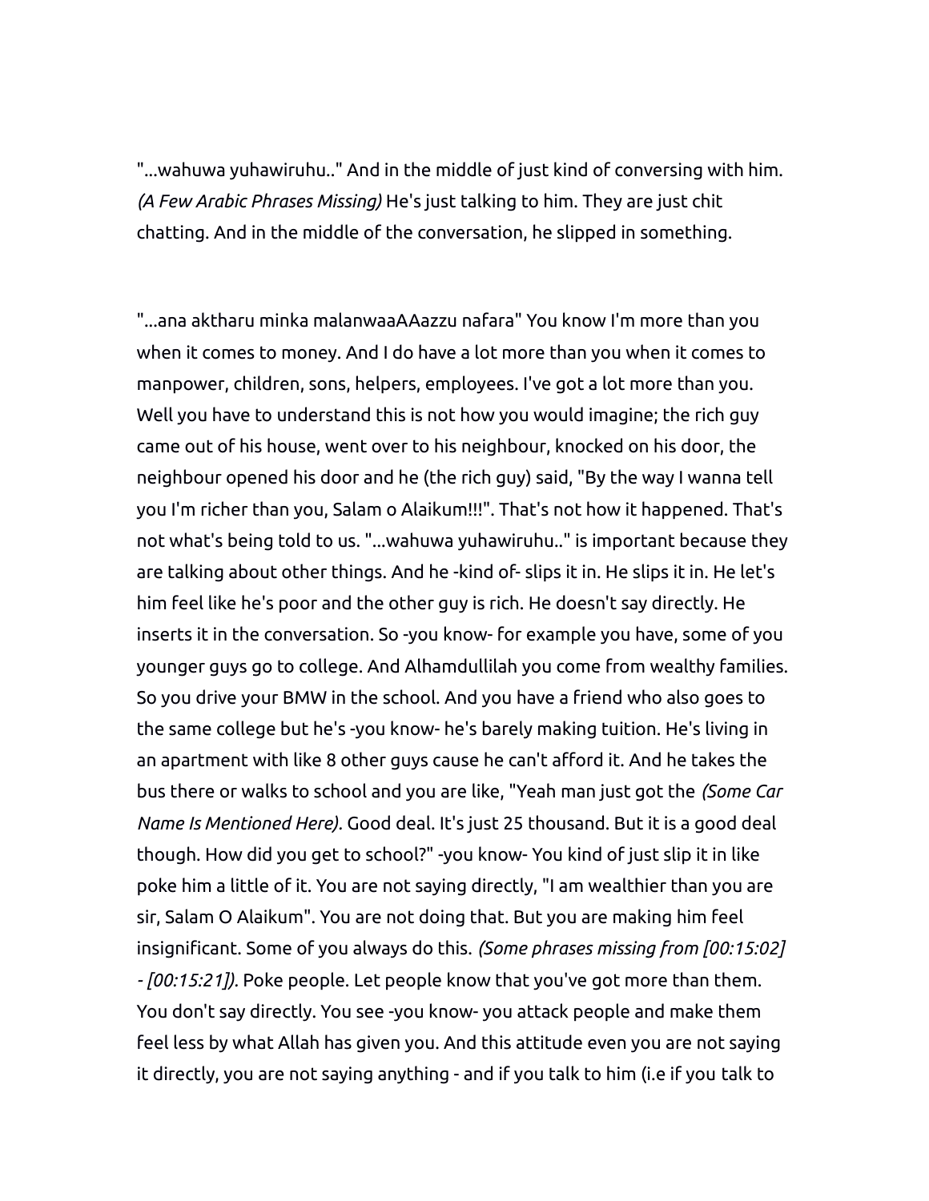"...wahuwa yuhawiruhu.." And in the middle of just kind of conversing with him. *(A Few Arabic Phrases Missing)* He's just talking to him. They are just chit chatting. And in the middle of the conversation, he slipped in something.

"...ana aktharu minka malanwaaAAazzu nafara" You know I'm more than you when it comes to money. And I do have a lot more than you when it comes to manpower, children, sons, helpers, employees. I've got a lot more than you. Well you have to understand this is not how you would imagine; the rich guy came out of his house, went over to his neighbour, knocked on his door, the neighbour opened his door and he (the rich guy) said, "By the way I wanna tell you I'm richer than you, Salam o Alaikum!!!". That's not how it happened. That's not what's being told to us. "...wahuwa yuhawiruhu.." is important because they are talking about other things. And he -kind of- slips it in. He slips it in. He let's him feel like he's poor and the other guy is rich. He doesn't say directly. He inserts it in the conversation. So -you know- for example you have, some of you younger guys go to college. And Alhamdullilah you come from wealthy families. So you drive your BMW in the school. And you have a friend who also goes to the same college but he's -you know- he's barely making tuition. He's living in an apartment with like 8 other guys cause he can't afford it. And he takes the bus there or walks to school and you are like, "Yeah man just got the *(Some Car Name Is Mentioned Here)*. Good deal. It's just 25 thousand. But it is a good deal though. How did you get to school?" -you know- You kind of just slip it in like poke him a little of it. You are not saying directly, "I am wealthier than you are sir, Salam O Alaikum". You are not doing that. But you are making him feel insignificant. Some of you always do this. *(Some phrases missing from [00:15:02] - [00:15:21]).* Poke people. Let people know that you've got more than them. You don't say directly. You see -you know- you attack people and make them feel less by what Allah has given you. And this attitude even you are not saying it directly, you are not saying anything - and if you talk to him (i.e if you talk to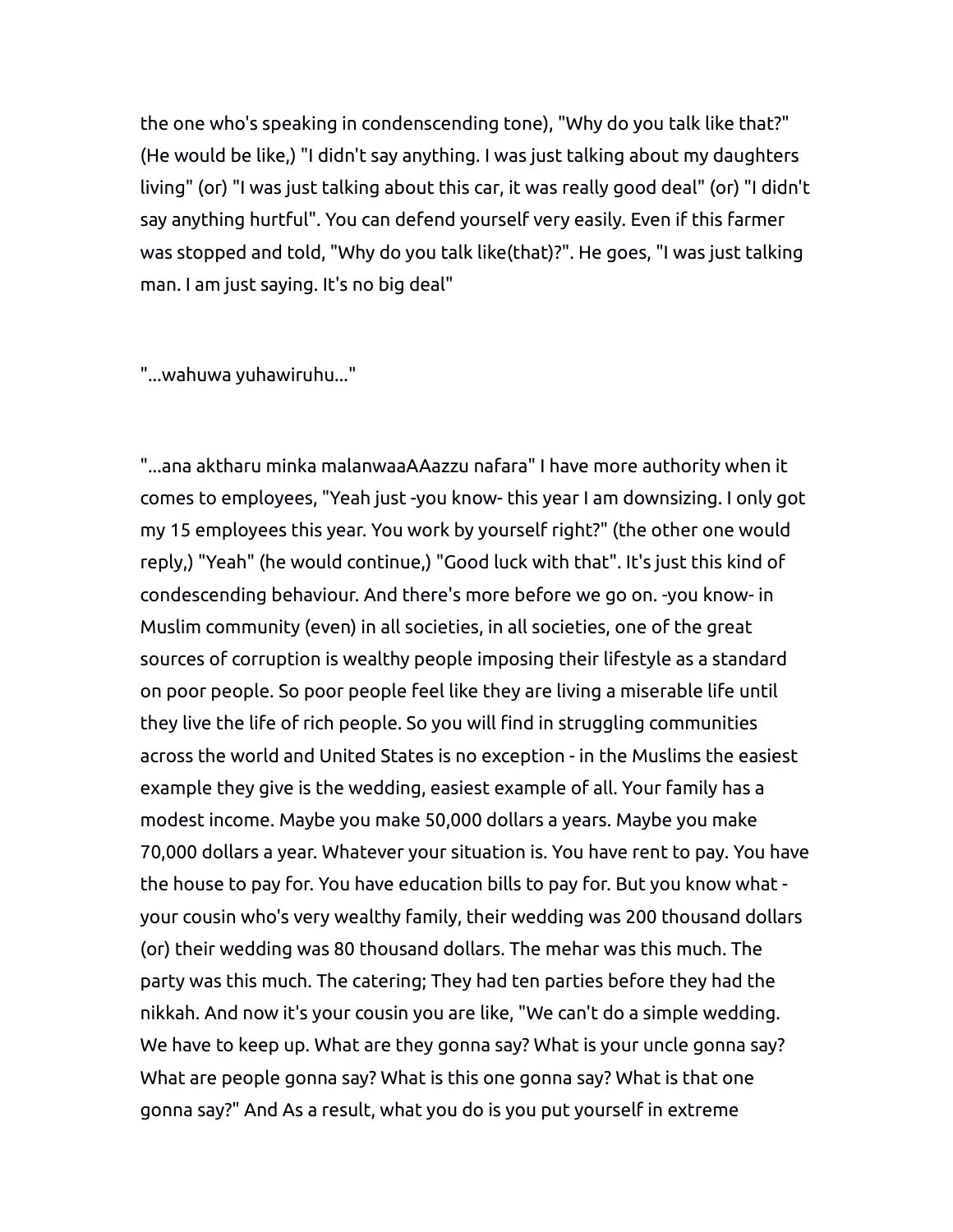the one who's speaking in condenscending tone), "Why do you talk like that?" (He would be like,) "I didn't say anything. I was just talking about my daughters living" (or) "I was just talking about this car, it was really good deal" (or) "I didn't say anything hurtful". You can defend yourself very easily. Even if this farmer was stopped and told, "Why do you talk like(that)?". He goes, "I was just talking man. I am just saying. It's no big deal"

"...wahuwa yuhawiruhu..."

"...ana aktharu minka malanwaaAAazzu nafara" I have more authority when it comes to employees, "Yeah just -you know- this year I am downsizing. I only got my 15 employees this year. You work by yourself right?" (the other one would reply,) "Yeah" (he would continue,) "Good luck with that". It's just this kind of condescending behaviour. And there's more before we go on. -you know- in Muslim community (even) in all societies, in all societies, one of the great sources of corruption is wealthy people imposing their lifestyle as a standard on poor people. So poor people feel like they are living a miserable life until they live the life of rich people. So you will find in struggling communities across the world and United States is no exception - in the Muslims the easiest example they give is the wedding, easiest example of all. Your family has a modest income. Maybe you make 50,000 dollars a years. Maybe you make 70,000 dollars a year. Whatever your situation is. You have rent to pay. You have the house to pay for. You have education bills to pay for. But you know what - your cousin who's very wealthy family, their wedding was 200 thousand dollars (or) their wedding was 80 thousand dollars. The mehar was this much. The party was this much. The catering; They had ten parties before they had the nikkah. And now it's your cousin you are like, "We can't do a simple wedding. We have to keep up. What are they gonna say? What is your uncle gonna say? What are people gonna say? What is this one gonna say? What is that one gonna say?" And As a result, what you do is you put yourself in extreme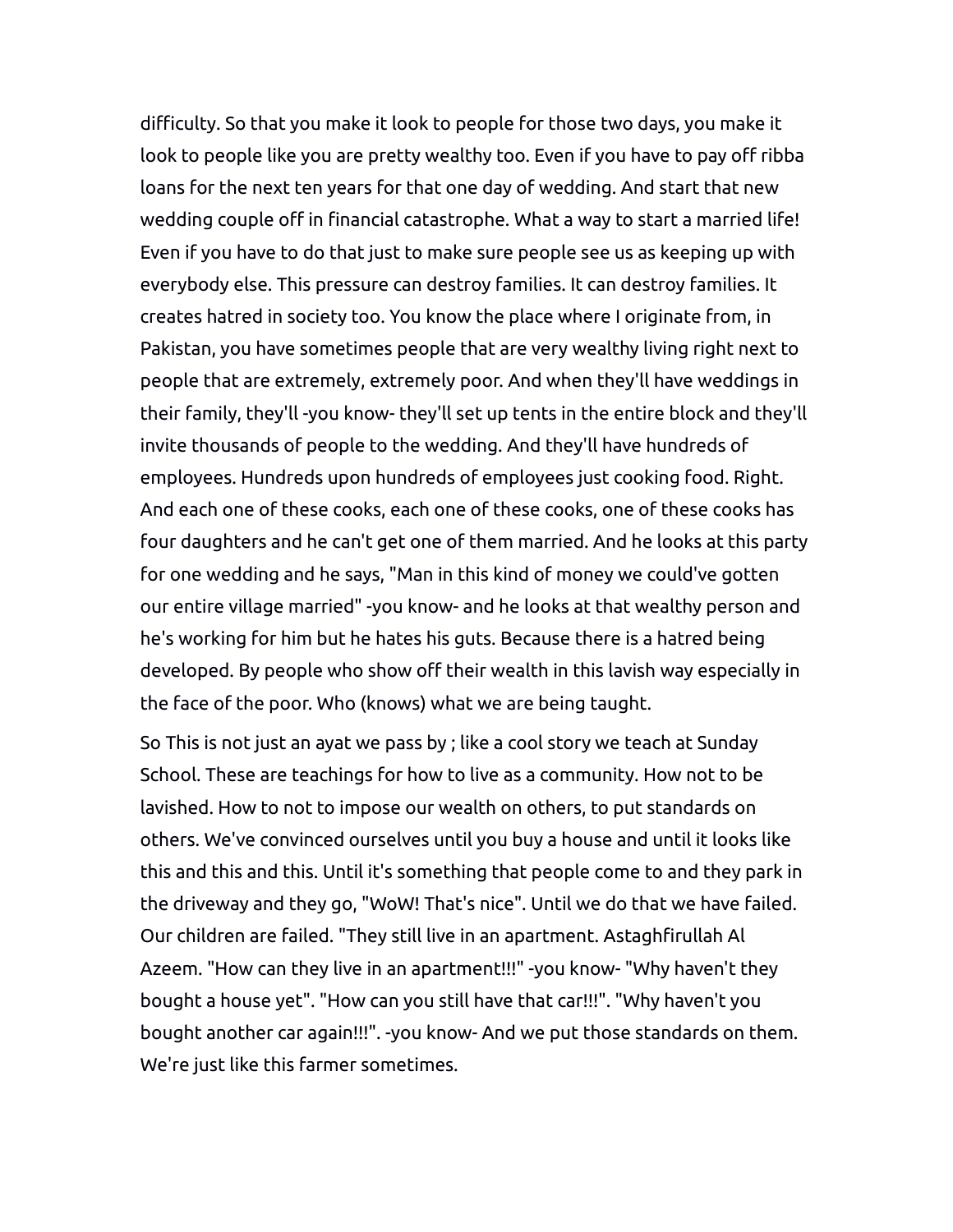difficulty. So that you make it look to people for those two days, you make it look to people like you are pretty wealthy too. Even if you have to pay off ribba loans for the next ten years for that one day of wedding. And start that new wedding couple off in financial catastrophe. What a way to start a married life! Even if you have to do that just to make sure people see us as keeping up with everybody else. This pressure can destroy families. It can destroy families. It creates hatred in society too. You know the place where I originate from, in Pakistan, you have sometimes people that are very wealthy living right next to people that are extremely, extremely poor. And when they'll have weddings in their family, they'll -you know- they'll set up tents in the entire block and they'll invite thousands of people to the wedding. And they'll have hundreds of employees. Hundreds upon hundreds of employees just cooking food. Right. And each one of these cooks, each one of these cooks, one of these cooks has four daughters and he can't get one of them married. And he looks at this party for one wedding and he says, "Man in this kind of money we could've gotten our entire village married" -you know- and he looks at that wealthy person and he's working for him but he hates his guts. Because there is a hatred being developed. By people who show off their wealth in this lavish way especially in the face of the poor. Who (knows) what we are being taught.

So This is not just an ayat we pass by ; like a cool story we teach at Sunday School. These are teachings for how to live as a community. How not to be lavished. How to not to impose our wealth on others, to put standards on others. We've convinced ourselves until you buy a house and until it looks like this and this and this. Until it's something that people come to and they park in the driveway and they go, "WoW! That's nice". Until we do that we have failed. Our children are failed. "They still live in an apartment. Astaghfirullah Al Azeem. "How can they live in an apartment!!!" -you know- "Why haven't they bought a house yet". "How can you still have that car!!!". "Why haven't you bought another car again!!!". -you know- And we put those standards on them. We're just like this farmer sometimes.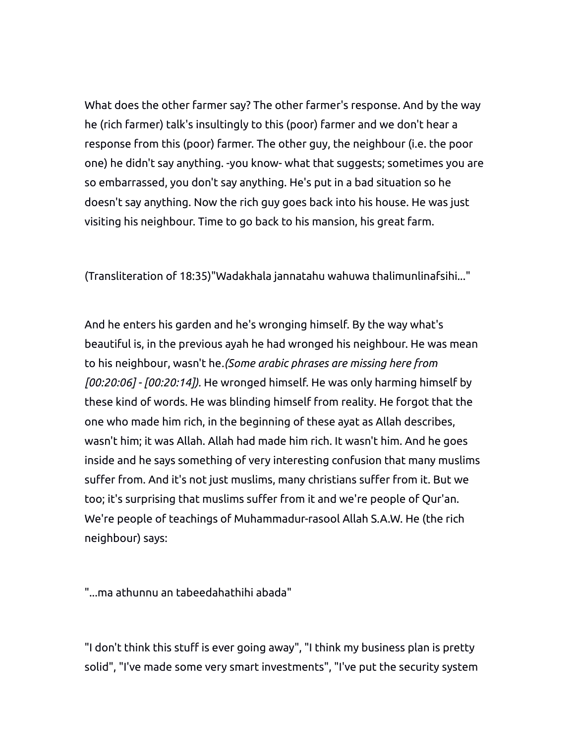What does the other farmer say? The other farmer's response. And by the way he (rich farmer) talk's insultingly to this (poor) farmer and we don't hear a response from this (poor) farmer. The other guy, the neighbour (i.e. the poor one) he didn't say anything. -you know- what that suggests; sometimes you are so embarrassed, you don't say anything. He's put in a bad situation so he doesn't say anything. Now the rich guy goes back into his house. He was just visiting his neighbour. Time to go back to his mansion, his great farm.

(Transliteration of 18:35)"Wadakhala jannatahu wahuwa thalimunlinafsihi..."

And he enters his garden and he's wronging himself. By the way what's beautiful is, in the previous ayah he had wronged his neighbour. He was mean to his neighbour, wasn't he.*(Some arabic phrases are missing here from [00:20:06] - [00:20:14]).* He wronged himself. He was only harming himself by these kind of words. He was blinding himself from reality. He forgot that the one who made him rich, in the beginning of these ayat as Allah describes, wasn't him; it was Allah. Allah had made him rich. It wasn't him. And he goes inside and he says something of very interesting confusion that many muslims suffer from. And it's not just muslims, many christians suffer from it. But we too; it's surprising that muslims suffer from it and we're people of Qur'an. We're people of teachings of Muhammadur-rasool Allah S.A.W. He (the rich neighbour) says:

"...ma athunnu an tabeedahathihi abada"

"I don't think this stuff is ever going away", "I think my business plan is pretty solid", "I've made some very smart investments", "I've put the security system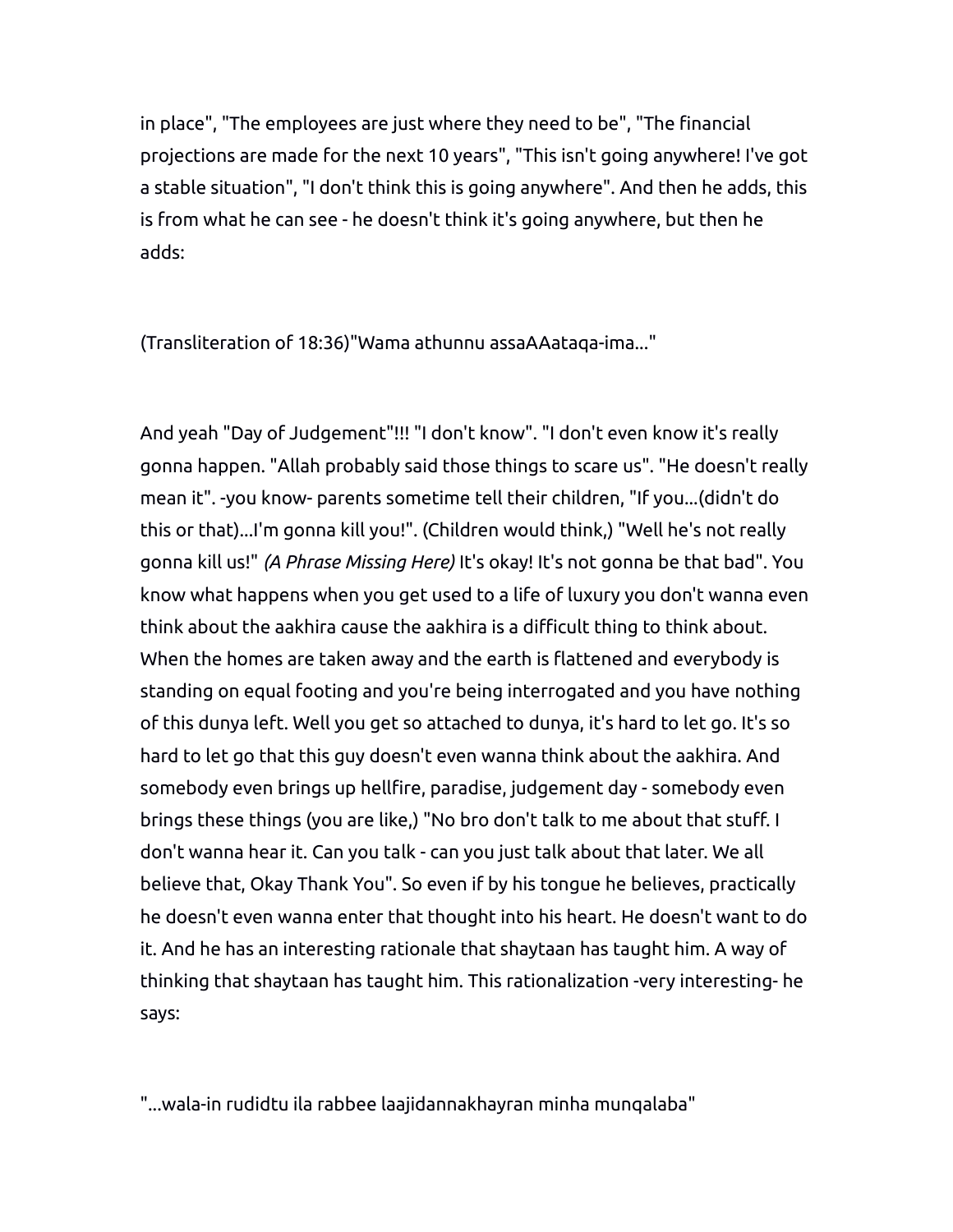in place", "The employees are just where they need to be", "The financial projections are made for the next 10 years", "This isn't going anywhere! I've got a stable situation", "I don't think this is going anywhere". And then he adds, this is from what he can see - he doesn't think it's going anywhere, but then he adds:

(Transliteration of 18:36)"Wama athunnu assaAAataqa-ima..."

And yeah "Day of Judgement"!!! "I don't know". "I don't even know it's really gonna happen. "Allah probably said those things to scare us". "He doesn't really mean it". -you know- parents sometime tell their children, "If you...(didn't do this or that)...I'm gonna kill you!". (Children would think,) "Well he's not really gonna kill us!" *(A Phrase Missing Here)* It's okay! It's not gonna be that bad". You know what happens when you get used to a life of luxury you don't wanna even think about the aakhira cause the aakhira is a difficult thing to think about. When the homes are taken away and the earth is flattened and everybody is standing on equal footing and you're being interrogated and you have nothing of this dunya left. Well you get so attached to dunya, it's hard to let go. It's so hard to let go that this guy doesn't even wanna think about the aakhira. And somebody even brings up hellfire, paradise, judgement day - somebody even brings these things (you are like,) "No bro don't talk to me about that stuff. I don't wanna hear it. Can you talk - can you just talk about that later. We all believe that, Okay Thank You". So even if by his tongue he believes, practically he doesn't even wanna enter that thought into his heart. He doesn't want to do it. And he has an interesting rationale that shaytaan has taught him. A way of thinking that shaytaan has taught him. This rationalization -very interesting- he says:

"...wala-in rudidtu ila rabbee laajidannakhayran minha munqalaba"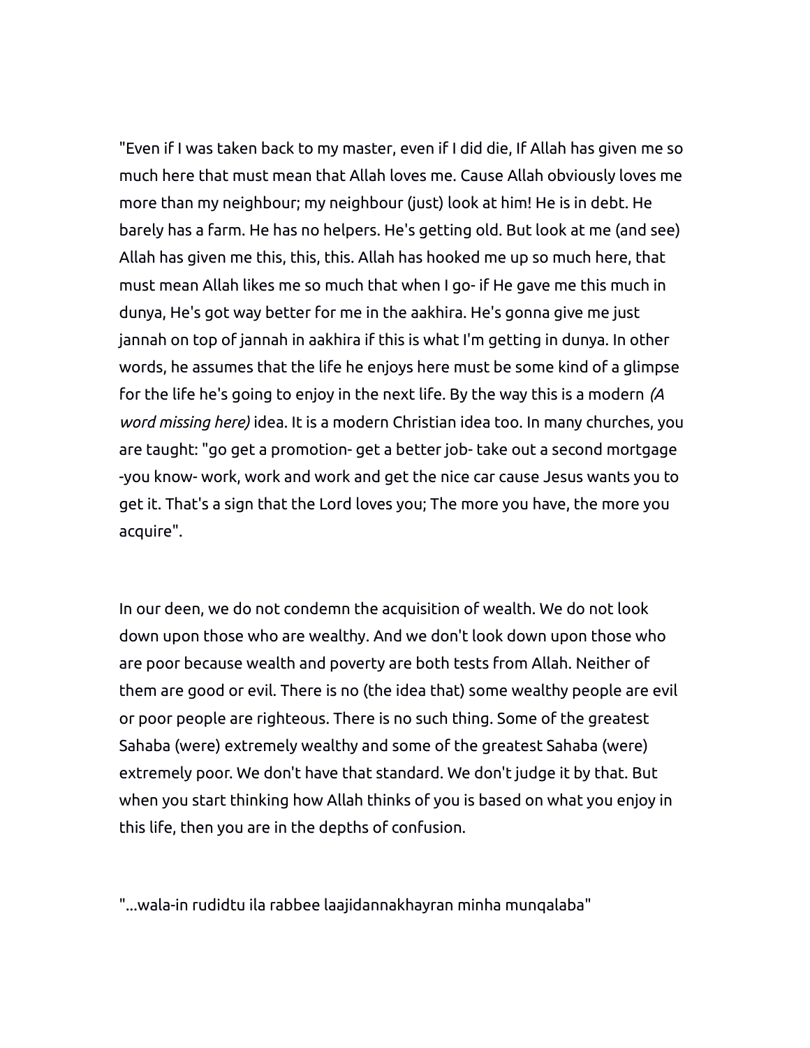"Even if I was taken back to my master, even if I did die, If Allah has given me so much here that must mean that Allah loves me. Cause Allah obviously loves me more than my neighbour; my neighbour (just) look at him! He is in debt. He barely has a farm. He has no helpers. He's getting old. But look at me (and see) Allah has given me this, this, this. Allah has hooked me up so much here, that must mean Allah likes me so much that when I go- if He gave me this much in dunya, He's got way better for me in the aakhira. He's gonna give me just jannah on top of jannah in aakhira if this is what I'm getting in dunya. In other words, he assumes that the life he enjoys here must be some kind of a glimpse for the life he's going to enjoy in the next life. By the way this is a modern *(A word missing here)* idea. It is a modern Christian idea too. In many churches, you are taught: "go get a promotion- get a better job- take out a second mortgage -you know- work, work and work and get the nice car cause Jesus wants you to get it. That's a sign that the Lord loves you; The more you have, the more you acquire".

In our deen, we do not condemn the acquisition of wealth. We do not look down upon those who are wealthy. And we don't look down upon those who are poor because wealth and poverty are both tests from Allah. Neither of them are good or evil. There is no (the idea that) some wealthy people are evil or poor people are righteous. There is no such thing. Some of the greatest Sahaba (were) extremely wealthy and some of the greatest Sahaba (were) extremely poor. We don't have that standard. We don't judge it by that. But when you start thinking how Allah thinks of you is based on what you enjoy in this life, then you are in the depths of confusion.

"...wala-in rudidtu ila rabbee laajidannakhayran minha munqalaba"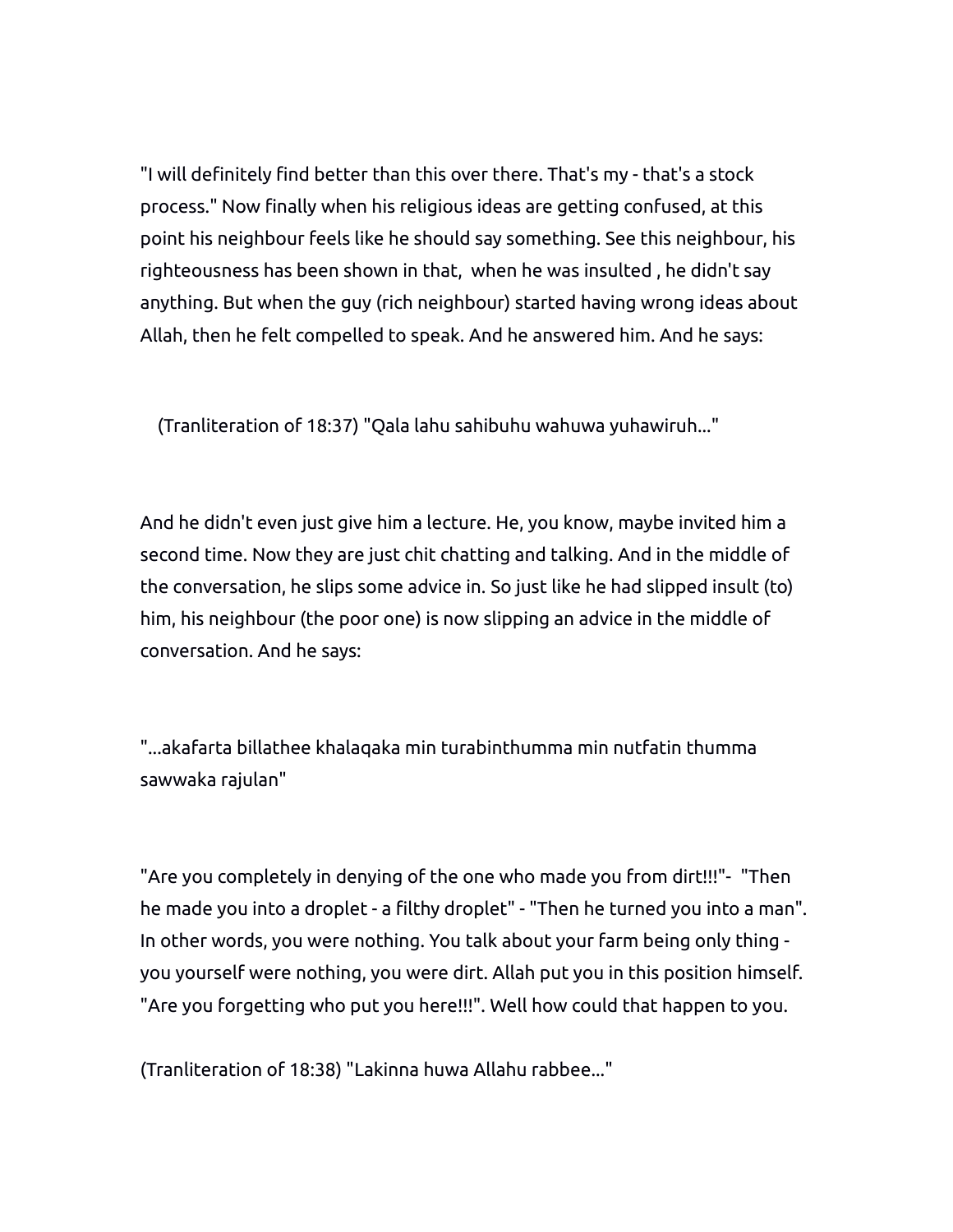"I will definitely find better than this over there. That's my - that's a stock process." Now finally when his religious ideas are getting confused, at this point his neighbour feels like he should say something. See this neighbour, his righteousness has been shown in that, when he was insulted , he didn't say anything. But when the guy (rich neighbour) started having wrong ideas about Allah, then he felt compelled to speak. And he answered him. And he says:

(Tranliteration of 18:37) "Qala lahu sahibuhu wahuwa yuhawiruh..."

And he didn't even just give him a lecture. He, you know, maybe invited him a second time. Now they are just chit chatting and talking. And in the middle of the conversation, he slips some advice in. So just like he had slipped insult (to) him, his neighbour (the poor one) is now slipping an advice in the middle of conversation. And he says:

"...akafarta billathee khalaqaka min turabinthumma min nutfatin thumma sawwaka rajulan"

"Are you completely in denying of the one who made you from dirt!!!"- "Then he made you into a droplet - a filthy droplet" - "Then he turned you into a man". In other words, you were nothing. You talk about your farm being only thing - you yourself were nothing, you were dirt. Allah put you in this position himself. "Are you forgetting who put you here!!!". Well how could that happen to you.

(Tranliteration of 18:38) "Lakinna huwa Allahu rabbee..."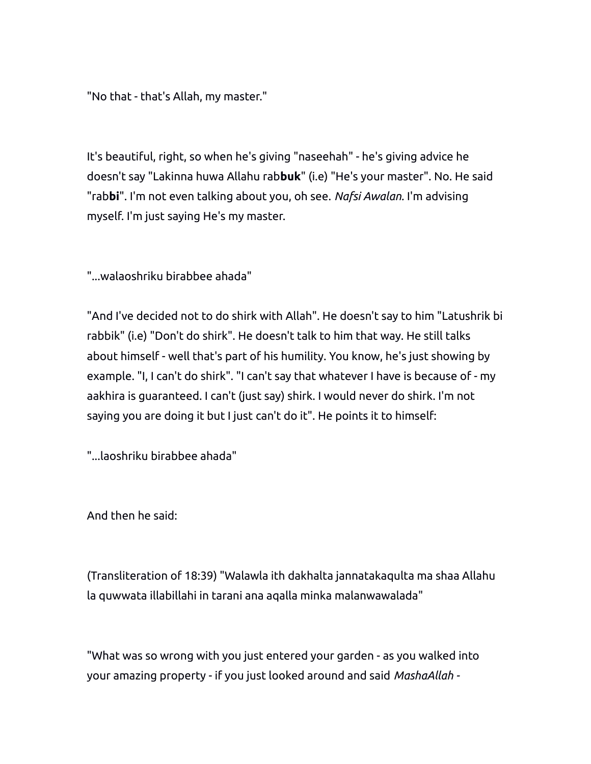"No that - that's Allah, my master."

It's beautiful, right, so when he's giving "naseehah" - he's giving advice he doesn't say "Lakinna huwa Allahu rab**buk**" (i.e) "He's your master". No. He said "rab**bi**". I'm not even talking about you, oh see. *Nafsi Awalan.* I'm advising myself. I'm just saying He's my master.

"...walaoshriku birabbee ahada"

"And I've decided not to do shirk with Allah". He doesn't say to him "Latushrik bi rabbik" (i.e) "Don't do shirk". He doesn't talk to him that way. He still talks about himself - well that's part of his humility. You know, he's just showing by example. "I, I can't do shirk". "I can't say that whatever I have is because of - my aakhira is guaranteed. I can't (just say) shirk. I would never do shirk. I'm not saying you are doing it but I just can't do it". He points it to himself:

"...laoshriku birabbee ahada"

And then he said:

(Transliteration of 18:39) "Walawla ith dakhalta jannatakaqulta ma shaa Allahu la quwwata illabillahi in tarani ana aqalla minka malanwawalada"

"What was so wrong with you just entered your garden - as you walked into your amazing property - if you just looked around and said *MashaAllah* -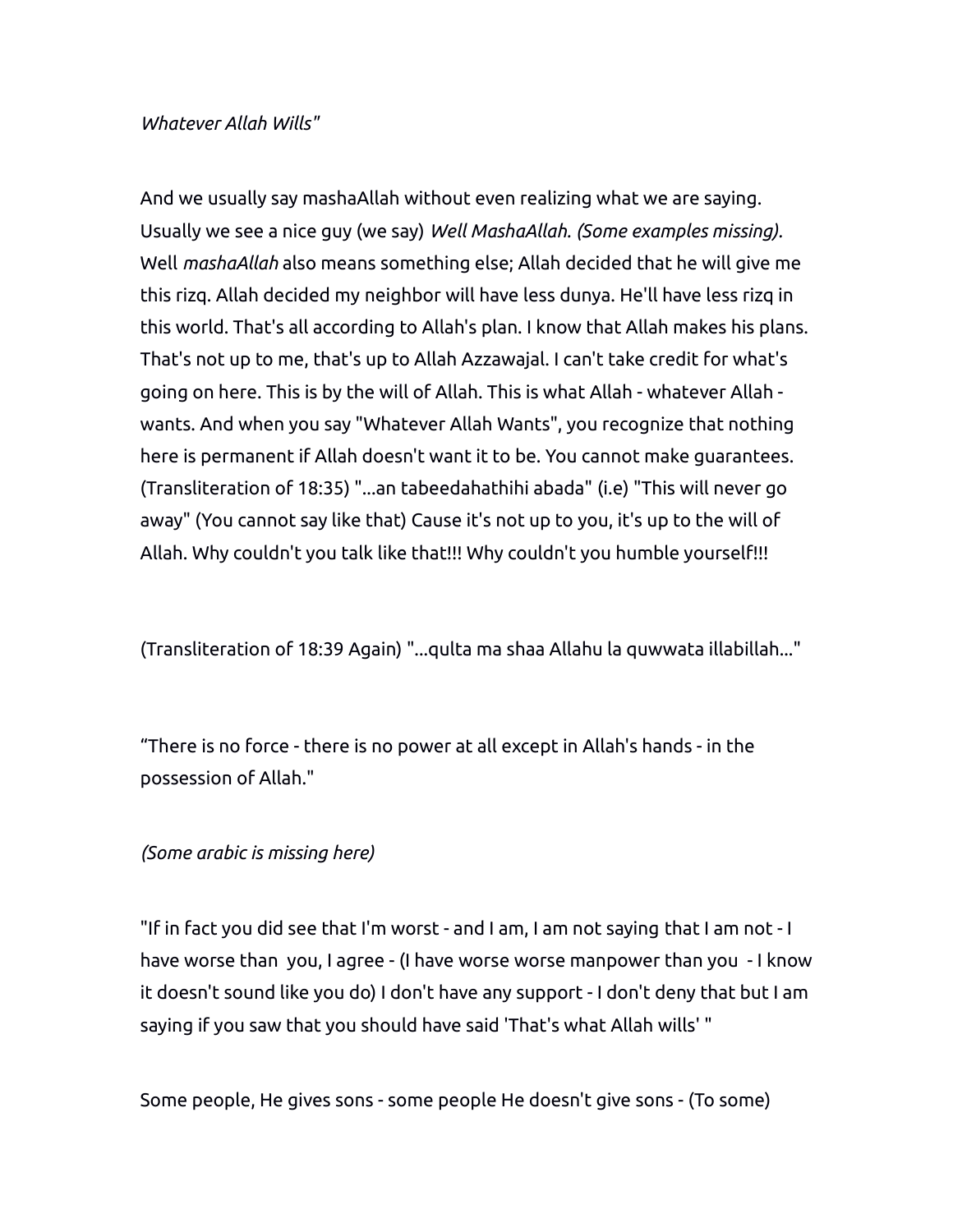*Whatever Allah Wills"*

And we usually say mashaAllah without even realizing what we are saying. Usually we see a nice guy (we say) *Well MashaAllah. (Some examples missing).* Well *mashaAllah* also means something else; Allah decided that he will give me this rizq. Allah decided my neighbor will have less dunya. He'll have less rizq in this world. That's all according to Allah's plan. I know that Allah makes his plans. That's not up to me, that's up to Allah Azzawajal. I can't take credit for what's going on here. This is by the will of Allah. This is what Allah - whatever Allah - wants. And when you say "Whatever Allah Wants", you recognize that nothing here is permanent if Allah doesn't want it to be. You cannot make guarantees. (Transliteration of 18:35) "...an tabeedahathihi abada" (i.e) "This will never go away" (You cannot say like that) Cause it's not up to you, it's up to the will of Allah. Why couldn't you talk like that!!! Why couldn't you humble yourself!!!

(Transliteration of 18:39 Again) "...qulta ma shaa Allahu la quwwata illabillah..."

“There is no force - there is no power at all except in Allah's hands - in the possession of Allah."

*(Some arabic is missing here)*

"If in fact you did see that I'm worst - and I am, I am not saying that I am not - I have worse than  you, I agree - (I have worse worse manpower than you  - I know it doesn't sound like you do) I don't have any support - I don't deny that but I am saying if you saw that you should have said 'That's what Allah wills' "

Some people, He gives sons - some people He doesn't give sons - (To some)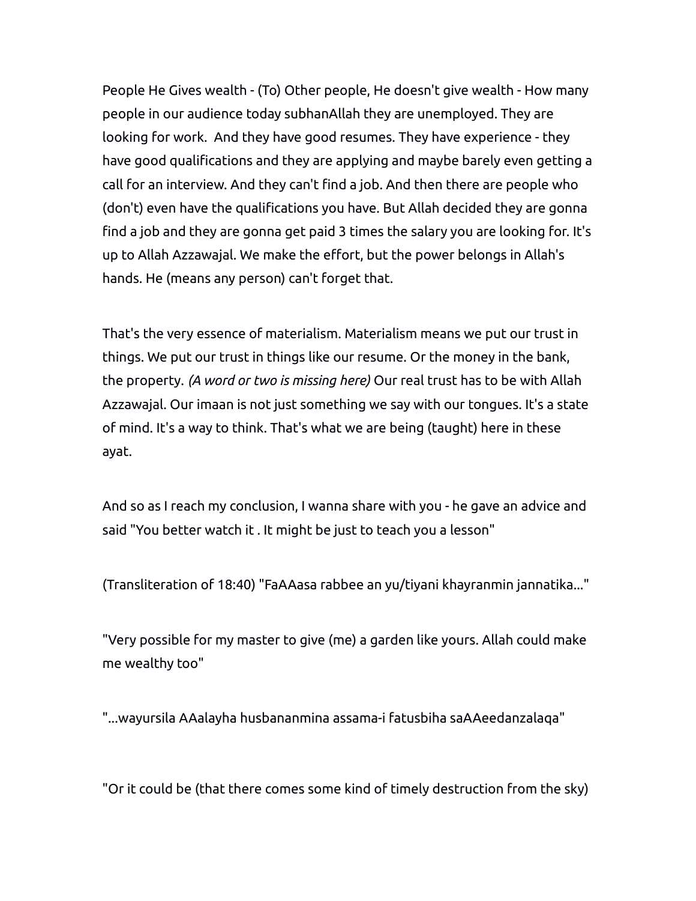People He Gives wealth - (To) Other people, He doesn't give wealth - How many people in our audience today subhanAllah they are unemployed. They are looking for work.  And they have good resumes. They have experience - they have good qualifications and they are applying and maybe barely even getting a call for an interview. And they can't find a job. And then there are people who (don't) even have the qualifications you have. But Allah decided they are gonna find a job and they are gonna get paid 3 times the salary you are looking for. It's up to Allah Azzawajal. We make the effort, but the power belongs in Allah's hands. He (means any person) can't forget that.

That's the very essence of materialism. Materialism means we put our trust in things. We put our trust in things like our resume. Or the money in the bank, the property. *(A word or two is missing here)* Our real trust has to be with Allah Azzawajal. Our imaan is not just something we say with our tongues. It's a state of mind. It's a way to think. That's what we are being (taught) here in these ayat.

And so as I reach my conclusion, I wanna share with you - he gave an advice and said "You better watch it . It might be just to teach you a lesson"

(Transliteration of 18:40) "FaAAasa rabbee an yu/tiyani khayranmin jannatika..."

"Very possible for my master to give (me) a garden like yours. Allah could make me wealthy too"

"...wayursila AAalayha husbananmina assama-i fatusbiha saAAeedanzalaqa"

"Or it could be (that there comes some kind of timely destruction from the sky)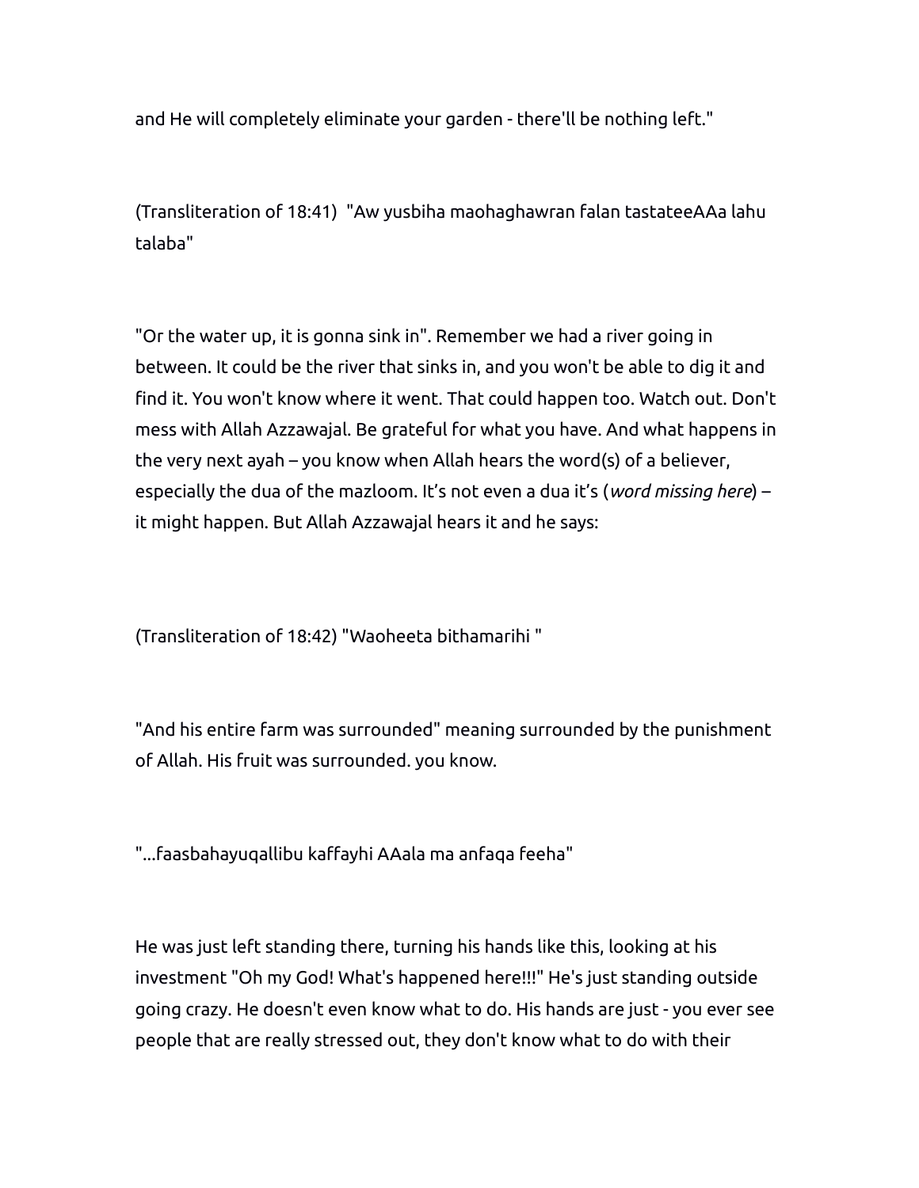and He will completely eliminate your garden - there'll be nothing left."

(Transliteration of 18:41)  "Aw yusbiha maohaghawran falan tastateeAAa lahu talaba"

"Or the water up, it is gonna sink in". Remember we had a river going in between. It could be the river that sinks in, and you won't be able to dig it and find it. You won't know where it went. That could happen too. Watch out. Don't mess with Allah Azzawajal. Be grateful for what you have. And what happens in the very next ayah – you know when Allah hears the word(s) of a believer, especially the dua of the mazloom. It's not even a dua it's (*word missing here*) – it might happen. But Allah Azzawajal hears it and he says:

(Transliteration of 18:42) "Waoheeta bithamarihi "

"And his entire farm was surrounded" meaning surrounded by the punishment of Allah. His fruit was surrounded. you know.

"...faasbahayuqallibu kaffayhi AAala ma anfaqa feeha"

He was just left standing there, turning his hands like this, looking at his investment "Oh my God! What's happened here!!!" He's just standing outside going crazy. He doesn't even know what to do. His hands are just - you ever see people that are really stressed out, they don't know what to do with their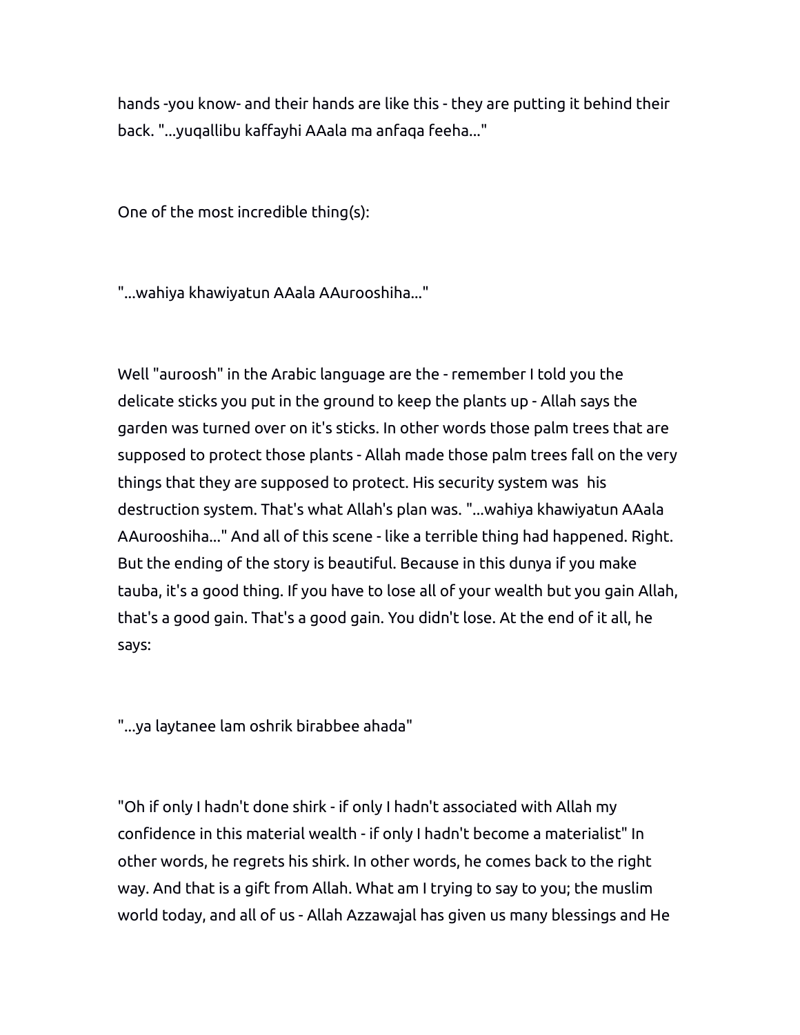hands -you know- and their hands are like this - they are putting it behind their back. "...yuqallibu kaffayhi AAala ma anfaqa feeha..."

One of the most incredible thing(s):

"...wahiya khawiyatun AAala AAurooshiha..."

Well "auroosh" in the Arabic language are the - remember I told you the delicate sticks you put in the ground to keep the plants up - Allah says the garden was turned over on it's sticks. In other words those palm trees that are supposed to protect those plants - Allah made those palm trees fall on the very things that they are supposed to protect. His security system was  his destruction system. That's what Allah's plan was. "...wahiya khawiyatun AAala AAurooshiha..." And all of this scene - like a terrible thing had happened. Right. But the ending of the story is beautiful. Because in this dunya if you make tauba, it's a good thing. If you have to lose all of your wealth but you gain Allah, that's a good gain. That's a good gain. You didn't lose. At the end of it all, he says:

"...ya laytanee lam oshrik birabbee ahada"

"Oh if only I hadn't done shirk - if only I hadn't associated with Allah my confidence in this material wealth - if only I hadn't become a materialist" In other words, he regrets his shirk. In other words, he comes back to the right way. And that is a gift from Allah. What am I trying to say to you; the muslim world today, and all of us - Allah Azzawajal has given us many blessings and He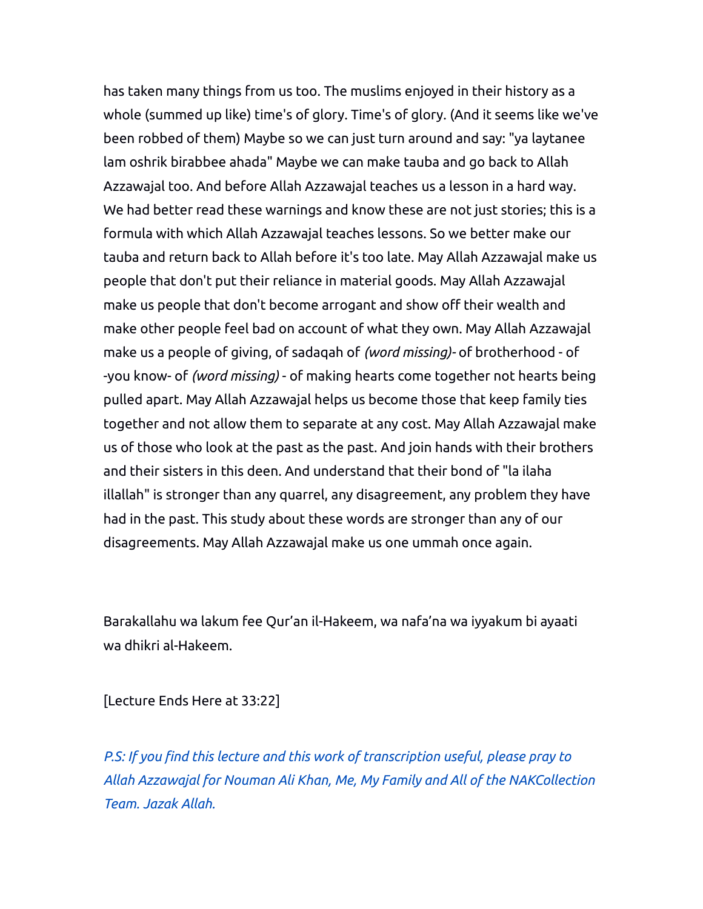has taken many things from us too. The muslims enjoyed in their history as a whole (summed up like) time's of glory. Time's of glory. (And it seems like we've been robbed of them) Maybe so we can just turn around and say: "ya laytanee lam oshrik birabbee ahada" Maybe we can make tauba and go back to Allah Azzawajal too. And before Allah Azzawajal teaches us a lesson in a hard way. We had better read these warnings and know these are not just stories; this is a formula with which Allah Azzawajal teaches lessons. So we better make our tauba and return back to Allah before it's too late. May Allah Azzawajal make us people that don't put their reliance in material goods. May Allah Azzawajal make us people that don't become arrogant and show off their wealth and make other people feel bad on account of what they own. May Allah Azzawajal make us a people of giving, of sadaqah of *(word missing)*- of brotherhood - of -you know- of *(word missing)* - of making hearts come together not hearts being pulled apart. May Allah Azzawajal helps us become those that keep family ties together and not allow them to separate at any cost. May Allah Azzawajal make us of those who look at the past as the past. And join hands with their brothers and their sisters in this deen. And understand that their bond of "la ilaha illallah" is stronger than any quarrel, any disagreement, any problem they have had in the past. This study about these words are stronger than any of our disagreements. May Allah Azzawajal make us one ummah once again.

Barakallahu wa lakum fee Qur'an il-Hakeem, wa nafa'na wa iyyakum bi ayaati wa dhikri al-Hakeem.

[Lecture Ends Here at 33:22]

*P.S: If you find this lecture and this work of transcription useful, please pray to Allah Azzawajal for Nouman Ali Khan, Me, My Family and All of the NAKCollection Team. Jazak Allah.*